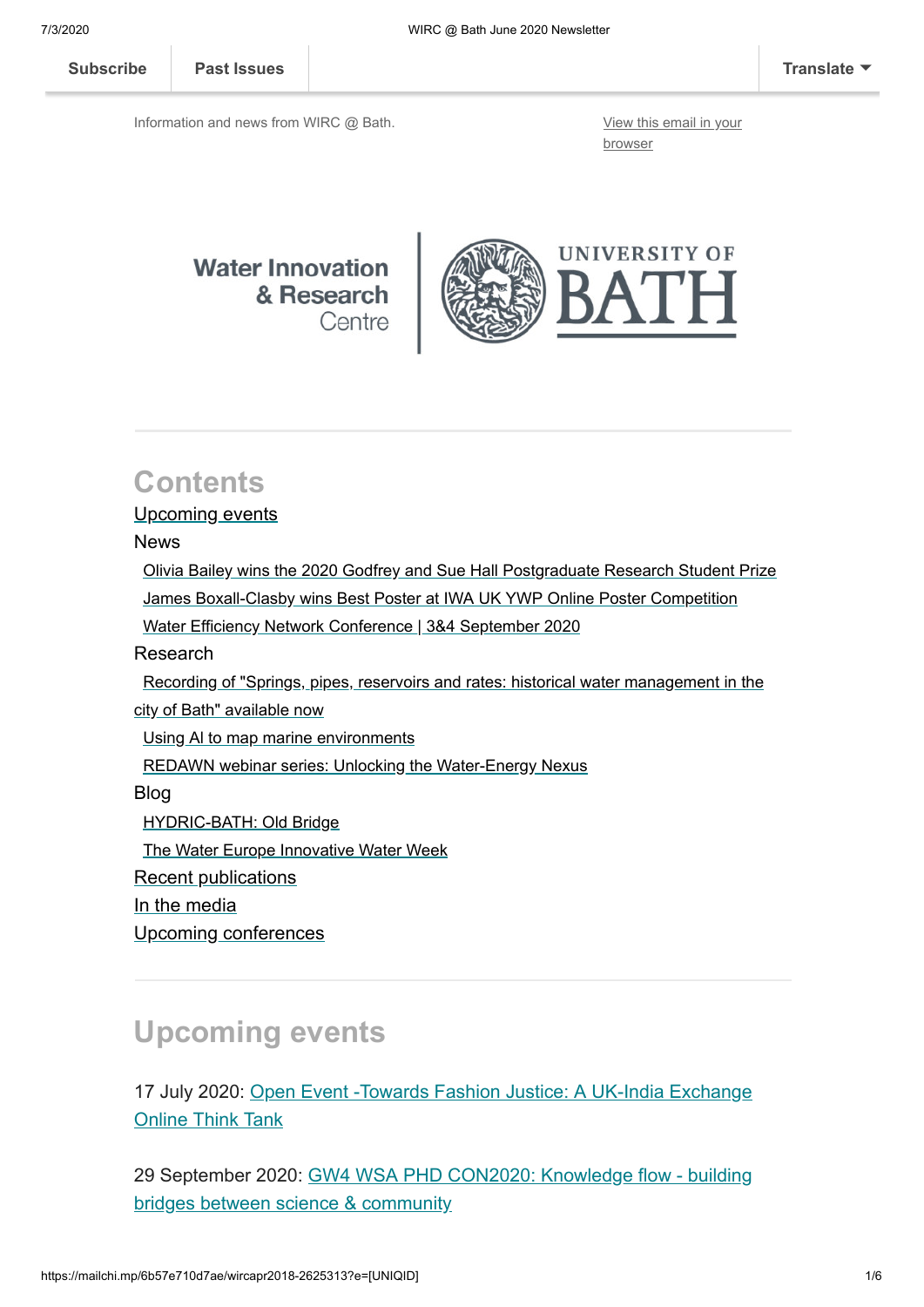Subscribe | Past Issues | Translate

Information and news from WIRC @ Bath.

View this email in your browser

Water Innovation & Research Centre | UNIVERSITY OF BATH

## Contents

Upcoming events

News

- Olivia Bailey wins the 2020 Godfrey and Sue Hall Postgraduate Research Student Prize
- James Boxall-Clasby wins Best Poster at IWA UK YWP Online Poster Competition
- Water Efficiency Network Conference | 3&4 September 2020

Research

- Recording of "Springs, pipes, reservoirs and rates: historical water management in the city of Bath" available now
- Using AI to map marine environments
- REDAWN webinar series: Unlocking the Water-Energy Nexus

Blog

- HYDRIC-BATH: Old Bridge
- The Water Europe Innovative Water Week

Recent publications

In the media

Upcoming conferences

## Upcoming events

17 July 2020: Open Event -Towards Fashion Justice: A UK-India Exchange Online Think Tank

29 September 2020: GW4 WSA PHD CON2020: Knowledge flow - building bridges between science & community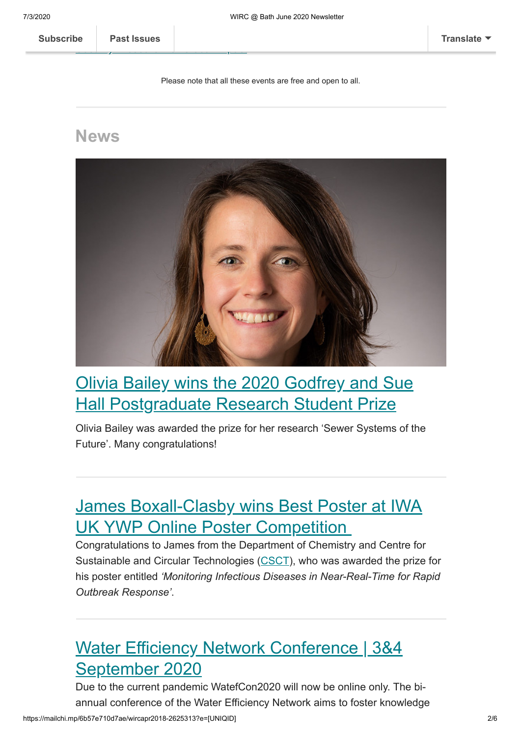Please note that all these events are free and open to all.

## News

### [Olivia Bailey wins the 2020 Godfrey and Sue Hall Postgraduate Research Student Prize]

Olivia Bailey was awarded the prize for her research ‘Sewer Systems of the Future’. Many congratulations!

### [James Boxall-Clasby wins Best Poster at IWA UK YWP Online Poster Competition]

Congratulations to James from the Department of Chemistry and Centre for Sustainable and Circular Technologies ([CSCT]), who was awarded the prize for his poster entitled *‘Monitoring Infectious Diseases in Near-Real-Time for Rapid Outbreak Response’*.

### [Water Efficiency Network Conference | 3&4 September 2020]

Due to the current pandemic WatefCon2020 will now be online only. The bi-annual conference of the Water Efficiency Network aims to foster knowledge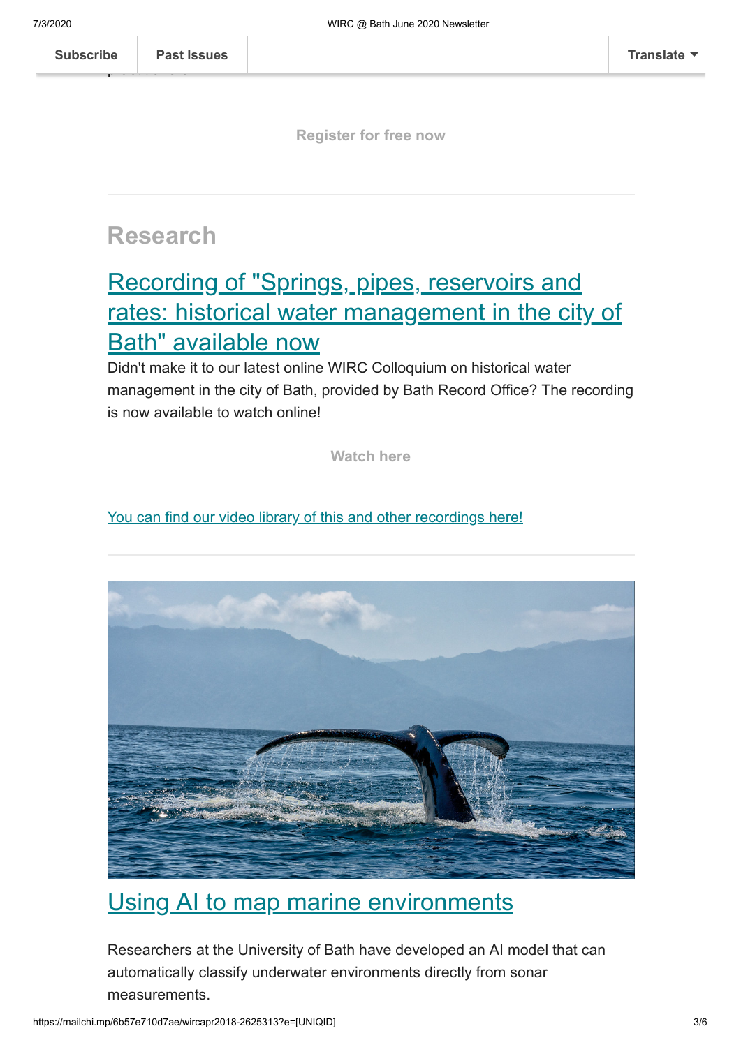Register for free now

## Research

### Recording of "Springs, pipes, reservoirs and rates: historical water management in the city of Bath" available now

Didn't make it to our latest online WIRC Colloquium on historical water management in the city of Bath, provided by Bath Record Office? The recording is now available to watch online!

Watch here

You can find our video library of this and other recordings here!

### Using AI to map marine environments

Researchers at the University of Bath have developed an AI model that can automatically classify underwater environments directly from sonar measurements.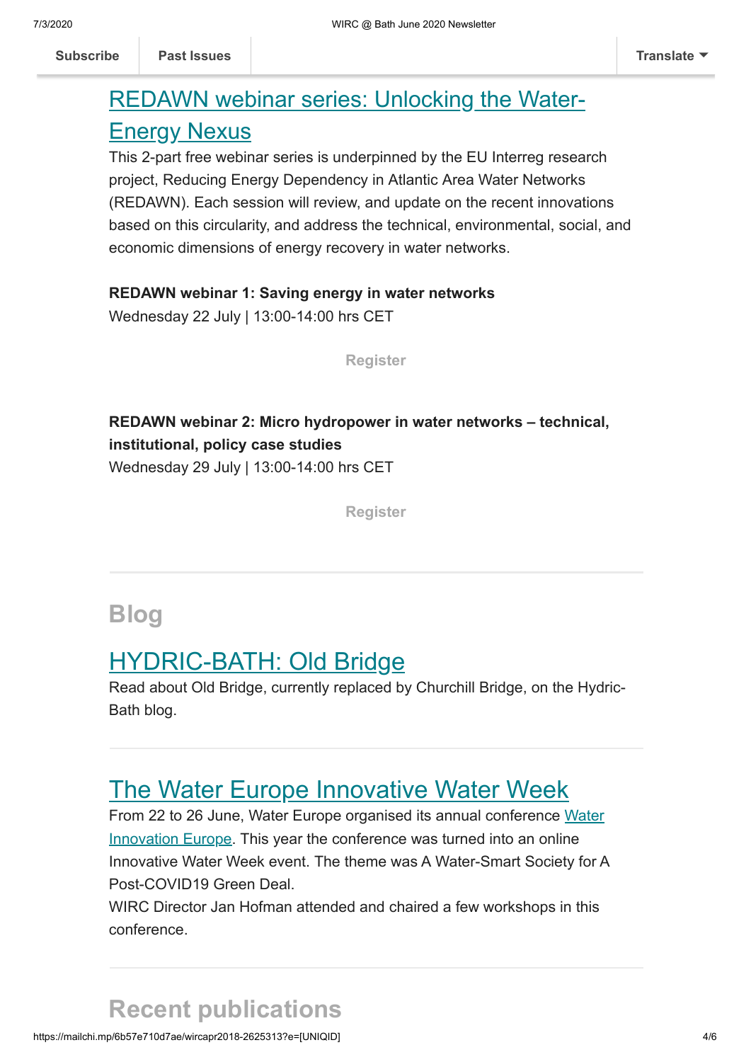## REDAWN webinar series: Unlocking the Water-Energy Nexus

This 2-part free webinar series is underpinned by the EU Interreg research project, Reducing Energy Dependency in Atlantic Area Water Networks (REDAWN). Each session will review, and update on the recent innovations based on this circularity, and address the technical, environmental, social, and economic dimensions of energy recovery in water networks.

**REDAWN webinar 1: Saving energy in water networks**
Wednesday 22 July | 13:00-14:00 hrs CET

Register

**REDAWN webinar 2: Micro hydropower in water networks – technical, institutional, policy case studies**
Wednesday 29 July | 13:00-14:00 hrs CET

Register

---

# Blog

## HYDRIC-BATH: Old Bridge

Read about Old Bridge, currently replaced by Churchill Bridge, on the Hydric-Bath blog.

---

## The Water Europe Innovative Water Week

From 22 to 26 June, Water Europe organised its annual conference Water Innovation Europe. This year the conference was turned into an online Innovative Water Week event. The theme was A Water-Smart Society for A Post-COVID19 Green Deal.
WIRC Director Jan Hofman attended and chaired a few workshops in this conference.

---

# Recent publications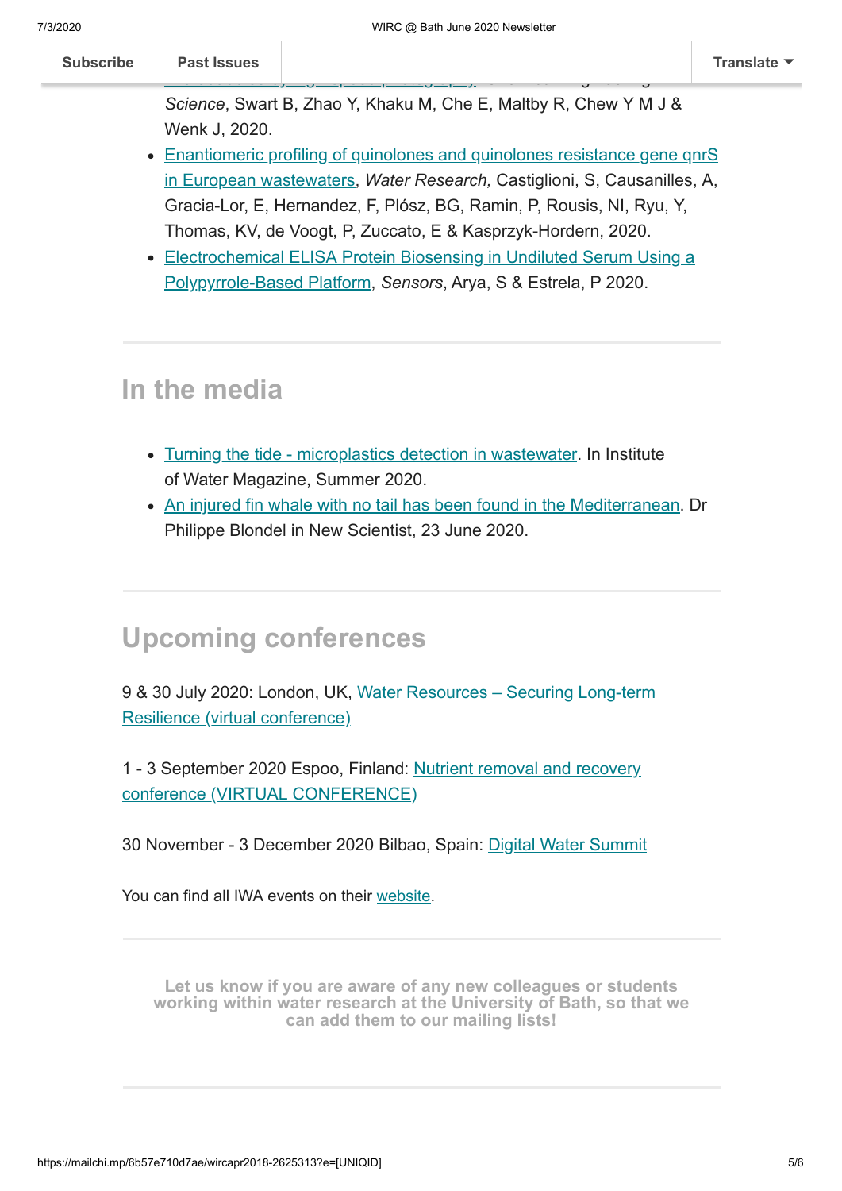- *Science*, Swart B, Zhao Y, Khaku M, Che E, Maltby R, Chew Y M J & Wenk J, 2020.
- Enantiomeric profiling of quinolones and quinolones resistance gene qnrS in European wastewaters, *Water Research,* Castiglioni, S, Causanilles, A, Gracia-Lor, E, Hernandez, F, Plósz, BG, Ramin, P, Rousis, NI, Ryu, Y, Thomas, KV, de Voogt, P, Zuccato, E & Kasprzyk-Hordern, 2020.
- Electrochemical ELISA Protein Biosensing in Undiluted Serum Using a Polypyrrole-Based Platform, *Sensors*, Arya, S & Estrela, P 2020.

## In the media

- Turning the tide - microplastics detection in wastewater. In Institute of Water Magazine, Summer 2020.
- An injured fin whale with no tail has been found in the Mediterranean. Dr Philippe Blondel in New Scientist, 23 June 2020.

## Upcoming conferences

9 & 30 July 2020: London, UK, Water Resources – Securing Long-term Resilience (virtual conference)

1 - 3 September 2020 Espoo, Finland: Nutrient removal and recovery conference (VIRTUAL CONFERENCE)

30 November - 3 December 2020 Bilbao, Spain: Digital Water Summit

You can find all IWA events on their website.

**Let us know if you are aware of any new colleagues or students working within water research at the University of Bath, so that we can add them to our mailing lists!**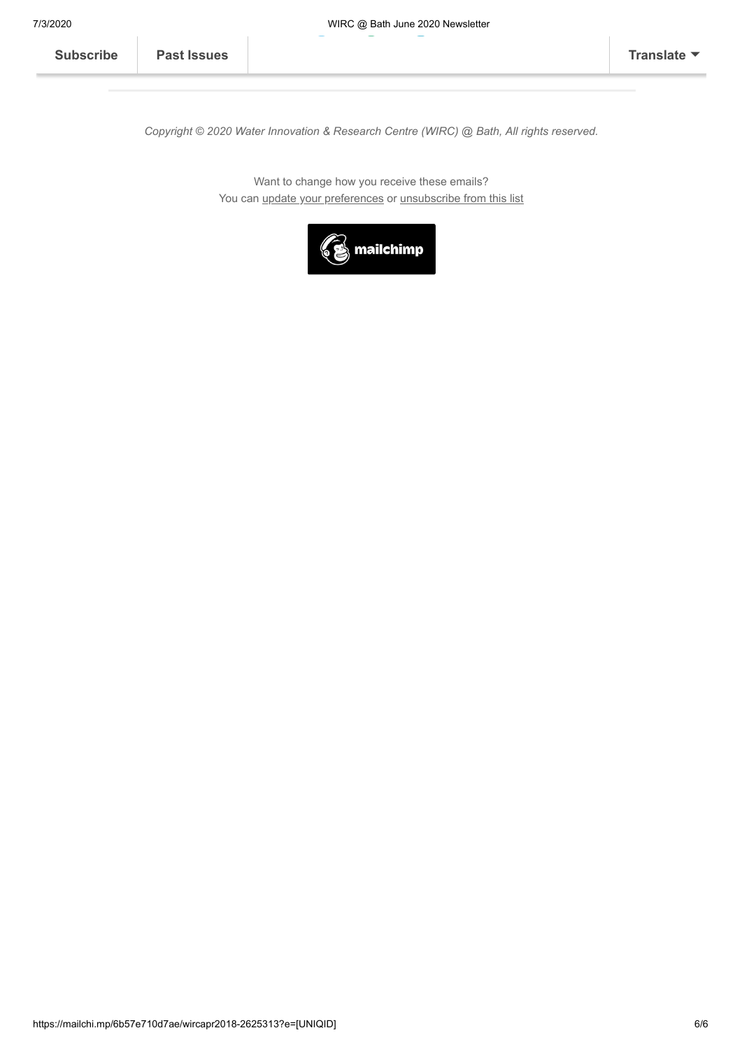Subscribe | Past Issues | Translate ▼

*Copyright © 2020 Water Innovation & Research Centre (WIRC) @ Bath, All rights reserved.*

Want to change how you receive these emails?
You can update your preferences or unsubscribe from this list